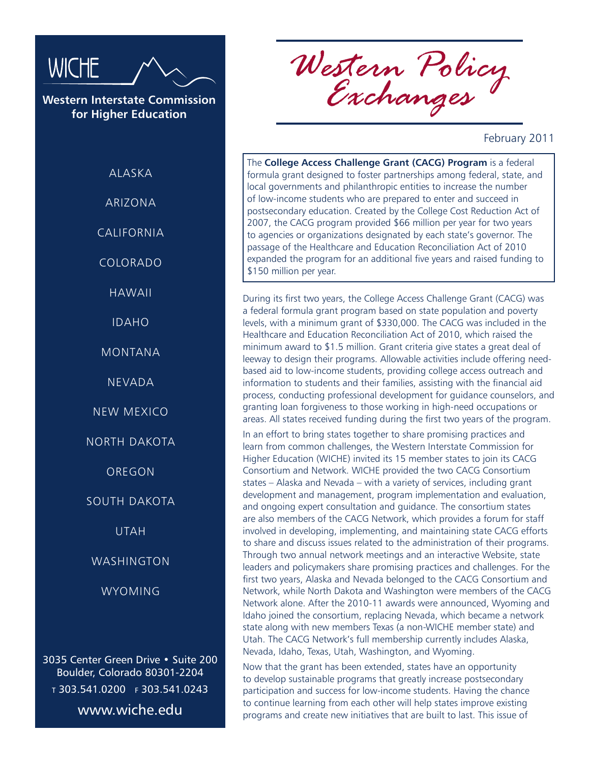WICHE

**Western Interstate Commission for Higher Education**

ALASKA

ARIZONA

CALIFORNIA

COLORADO

HAWAII

IDAHO

MONTANA

NEVADA

NEW MEXICO

NORTH DAKOTA

OREGON

SOUTH DAKOTA

UTAH

WASHINGTON

WYOMING

3035 Center Green Drive • Suite 200
Boulder, Colorado 80301-2204
T 303.541.0200 F 303.541.0243
www.wiche.edu

# *Western Policy Exchanges*

February 2011

The **College Access Challenge Grant (CACG) Program** is a federal formula grant designed to foster partnerships among federal, state, and local governments and philanthropic entities to increase the number of low-income students who are prepared to enter and succeed in postsecondary education. Created by the College Cost Reduction Act of 2007, the CACG program provided $66 million per year for two years to agencies or organizations designated by each state's governor. The passage of the Healthcare and Education Reconciliation Act of 2010 expanded the program for an additional five years and raised funding to $150 million per year.

During its first two years, the College Access Challenge Grant (CACG) was a federal formula grant program based on state population and poverty levels, with a minimum grant of $330,000. The CACG was included in the Healthcare and Education Reconciliation Act of 2010, which raised the minimum award to $1.5 million. Grant criteria give states a great deal of leeway to design their programs. Allowable activities include offering need-based aid to low-income students, providing college access outreach and information to students and their families, assisting with the financial aid process, conducting professional development for guidance counselors, and granting loan forgiveness to those working in high-need occupations or areas. All states received funding during the first two years of the program.

In an effort to bring states together to share promising practices and learn from common challenges, the Western Interstate Commission for Higher Education (WICHE) invited its 15 member states to join its CACG Consortium and Network. WICHE provided the two CACG Consortium states – Alaska and Nevada – with a variety of services, including grant development and management, program implementation and evaluation, and ongoing expert consultation and guidance. The consortium states are also members of the CACG Network, which provides a forum for staff involved in developing, implementing, and maintaining state CACG efforts to share and discuss issues related to the administration of their programs. Through two annual network meetings and an interactive Website, state leaders and policymakers share promising practices and challenges. For the first two years, Alaska and Nevada belonged to the CACG Consortium and Network, while North Dakota and Washington were members of the CACG Network alone. After the 2010-11 awards were announced, Wyoming and Idaho joined the consortium, replacing Nevada, which became a network state along with new members Texas (a non-WICHE member state) and Utah. The CACG Network's full membership currently includes Alaska, Nevada, Idaho, Texas, Utah, Washington, and Wyoming.

Now that the grant has been extended, states have an opportunity to develop sustainable programs that greatly increase postsecondary participation and success for low-income students. Having the chance to continue learning from each other will help states improve existing programs and create new initiatives that are built to last. This issue of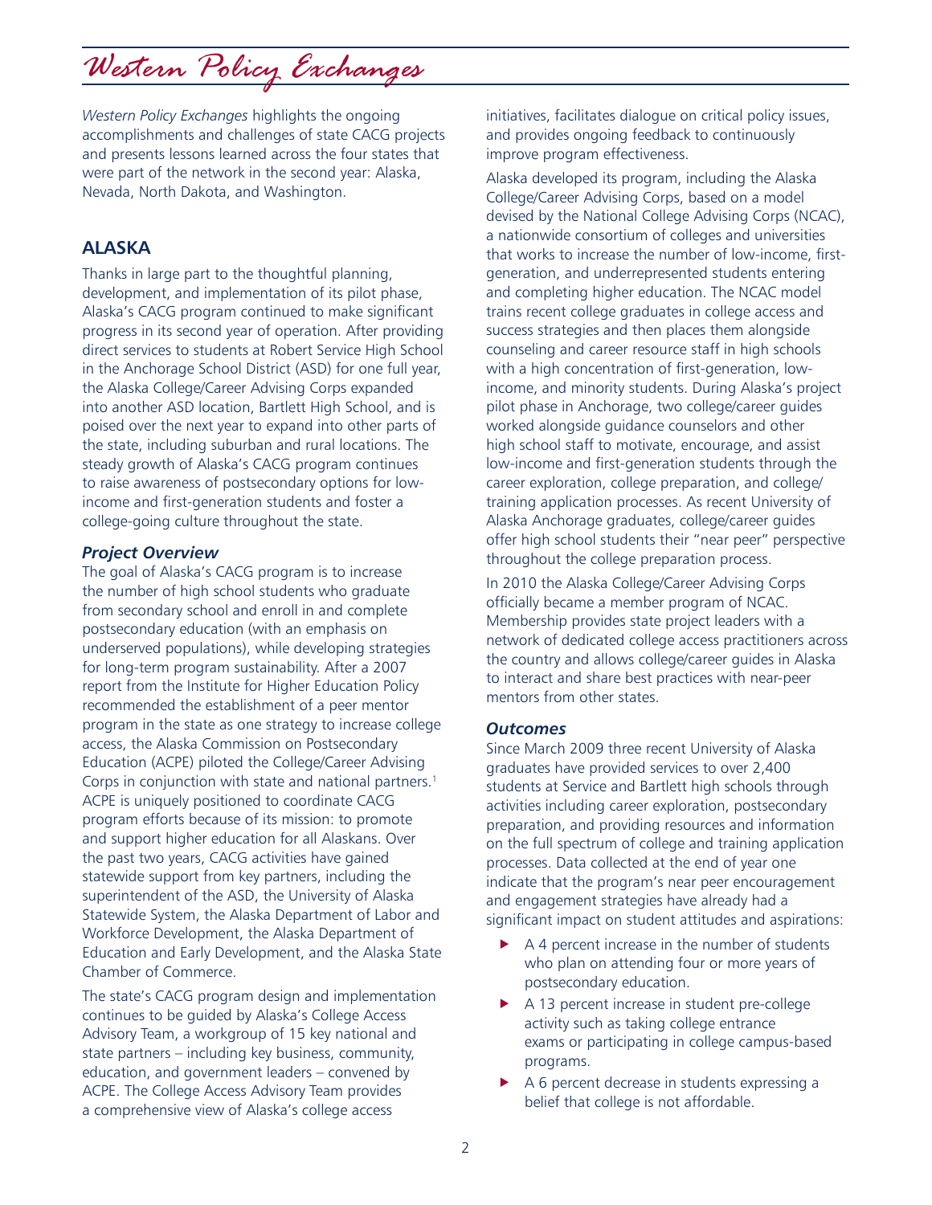# Western Policy Exchanges

*Western Policy Exchanges* highlights the ongoing accomplishments and challenges of state CACG projects and presents lessons learned across the four states that were part of the network in the second year: Alaska, Nevada, North Dakota, and Washington.

## ALASKA

Thanks in large part to the thoughtful planning, development, and implementation of its pilot phase, Alaska's CACG program continued to make significant progress in its second year of operation. After providing direct services to students at Robert Service High School in the Anchorage School District (ASD) for one full year, the Alaska College/Career Advising Corps expanded into another ASD location, Bartlett High School, and is poised over the next year to expand into other parts of the state, including suburban and rural locations. The steady growth of Alaska's CACG program continues to raise awareness of postsecondary options for low-income and first-generation students and foster a college-going culture throughout the state.

### *Project Overview*

The goal of Alaska's CACG program is to increase the number of high school students who graduate from secondary school and enroll in and complete postsecondary education (with an emphasis on underserved populations), while developing strategies for long-term program sustainability. After a 2007 report from the Institute for Higher Education Policy recommended the establishment of a peer mentor program in the state as one strategy to increase college access, the Alaska Commission on Postsecondary Education (ACPE) piloted the College/Career Advising Corps in conjunction with state and national partners.[1] ACPE is uniquely positioned to coordinate CACG program efforts because of its mission: to promote and support higher education for all Alaskans. Over the past two years, CACG activities have gained statewide support from key partners, including the superintendent of the ASD, the University of Alaska Statewide System, the Alaska Department of Labor and Workforce Development, the Alaska Department of Education and Early Development, and the Alaska State Chamber of Commerce.

The state's CACG program design and implementation continues to be guided by Alaska's College Access Advisory Team, a workgroup of 15 key national and state partners – including key business, community, education, and government leaders – convened by ACPE. The College Access Advisory Team provides a comprehensive view of Alaska's college access initiatives, facilitates dialogue on critical policy issues, and provides ongoing feedback to continuously improve program effectiveness.

Alaska developed its program, including the Alaska College/Career Advising Corps, based on a model devised by the National College Advising Corps (NCAC), a nationwide consortium of colleges and universities that works to increase the number of low-income, first-generation, and underrepresented students entering and completing higher education. The NCAC model trains recent college graduates in college access and success strategies and then places them alongside counseling and career resource staff in high schools with a high concentration of first-generation, low-income, and minority students. During Alaska's project pilot phase in Anchorage, two college/career guides worked alongside guidance counselors and other high school staff to motivate, encourage, and assist low-income and first-generation students through the career exploration, college preparation, and college/training application processes. As recent University of Alaska Anchorage graduates, college/career guides offer high school students their "near peer" perspective throughout the college preparation process.

In 2010 the Alaska College/Career Advising Corps officially became a member program of NCAC. Membership provides state project leaders with a network of dedicated college access practitioners across the country and allows college/career guides in Alaska to interact and share best practices with near-peer mentors from other states.

### *Outcomes*

Since March 2009 three recent University of Alaska graduates have provided services to over 2,400 students at Service and Bartlett high schools through activities including career exploration, postsecondary preparation, and providing resources and information on the full spectrum of college and training application processes. Data collected at the end of year one indicate that the program's near peer encouragement and engagement strategies have already had a significant impact on student attitudes and aspirations:

- A 4 percent increase in the number of students who plan on attending four or more years of postsecondary education.
- A 13 percent increase in student pre-college activity such as taking college entrance exams or participating in college campus-based programs.
- A 6 percent decrease in students expressing a belief that college is not affordable.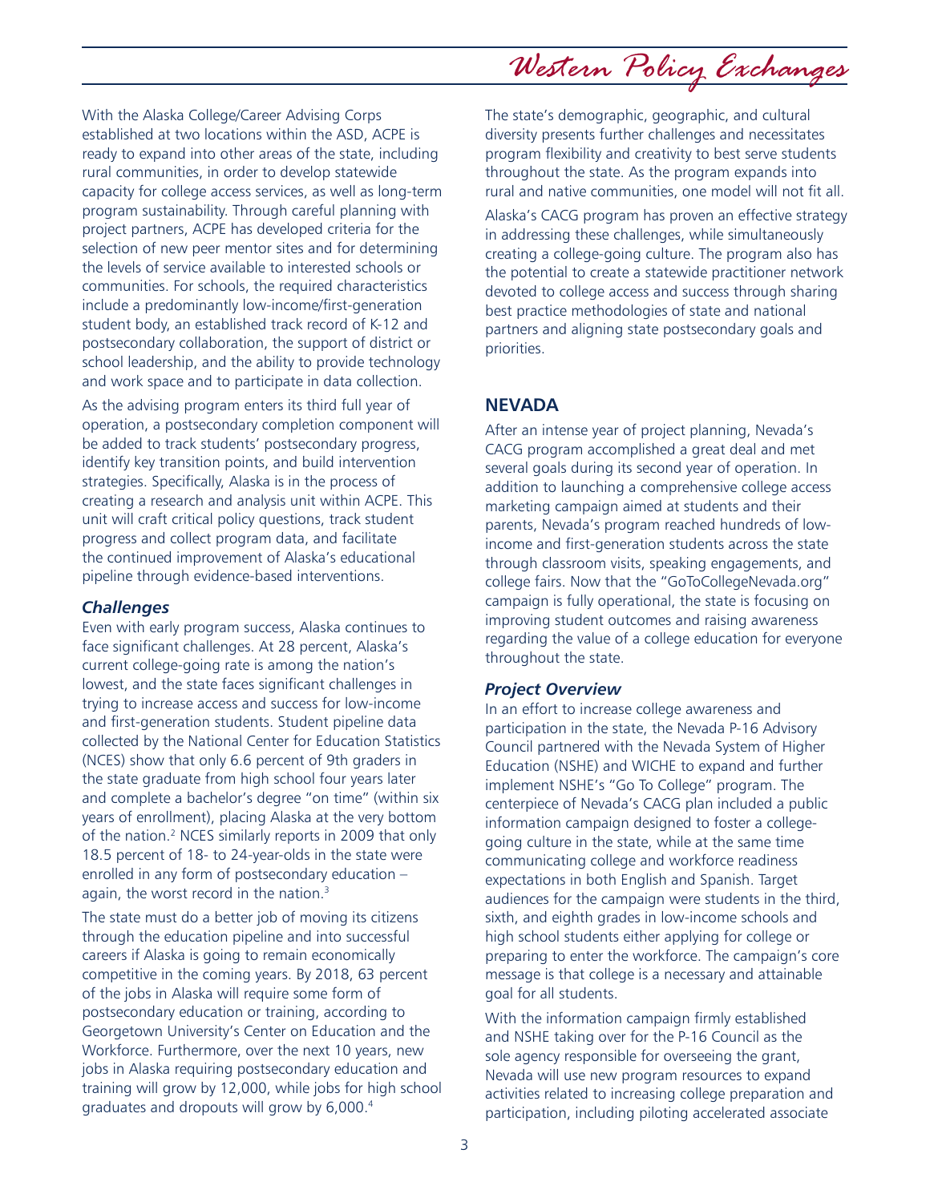With the Alaska College/Career Advising Corps established at two locations within the ASD, ACPE is ready to expand into other areas of the state, including rural communities, in order to develop statewide capacity for college access services, as well as long-term program sustainability. Through careful planning with project partners, ACPE has developed criteria for the selection of new peer mentor sites and for determining the levels of service available to interested schools or communities. For schools, the required characteristics include a predominantly low-income/first-generation student body, an established track record of K-12 and postsecondary collaboration, the support of district or school leadership, and the ability to provide technology and work space and to participate in data collection.

As the advising program enters its third full year of operation, a postsecondary completion component will be added to track students' postsecondary progress, identify key transition points, and build intervention strategies. Specifically, Alaska is in the process of creating a research and analysis unit within ACPE. This unit will craft critical policy questions, track student progress and collect program data, and facilitate the continued improvement of Alaska's educational pipeline through evidence-based interventions.

### *Challenges*

Even with early program success, Alaska continues to face significant challenges. At 28 percent, Alaska's current college-going rate is among the nation's lowest, and the state faces significant challenges in trying to increase access and success for low-income and first-generation students. Student pipeline data collected by the National Center for Education Statistics (NCES) show that only 6.6 percent of 9th graders in the state graduate from high school four years later and complete a bachelor's degree "on time" (within six years of enrollment), placing Alaska at the very bottom of the nation.[2] NCES similarly reports in 2009 that only 18.5 percent of 18- to 24-year-olds in the state were enrolled in any form of postsecondary education – again, the worst record in the nation.[3]

The state must do a better job of moving its citizens through the education pipeline and into successful careers if Alaska is going to remain economically competitive in the coming years. By 2018, 63 percent of the jobs in Alaska will require some form of postsecondary education or training, according to Georgetown University's Center on Education and the Workforce. Furthermore, over the next 10 years, new jobs in Alaska requiring postsecondary education and training will grow by 12,000, while jobs for high school graduates and dropouts will grow by 6,000.[4]

The state's demographic, geographic, and cultural diversity presents further challenges and necessitates program flexibility and creativity to best serve students throughout the state. As the program expands into rural and native communities, one model will not fit all.

Alaska's CACG program has proven an effective strategy in addressing these challenges, while simultaneously creating a college-going culture. The program also has the potential to create a statewide practitioner network devoted to college access and success through sharing best practice methodologies of state and national partners and aligning state postsecondary goals and priorities.

## NEVADA

After an intense year of project planning, Nevada's CACG program accomplished a great deal and met several goals during its second year of operation. In addition to launching a comprehensive college access marketing campaign aimed at students and their parents, Nevada's program reached hundreds of low-income and first-generation students across the state through classroom visits, speaking engagements, and college fairs. Now that the "GoToCollegeNevada.org" campaign is fully operational, the state is focusing on improving student outcomes and raising awareness regarding the value of a college education for everyone throughout the state.

### *Project Overview*

In an effort to increase college awareness and participation in the state, the Nevada P-16 Advisory Council partnered with the Nevada System of Higher Education (NSHE) and WICHE to expand and further implement NSHE's "Go To College" program. The centerpiece of Nevada's CACG plan included a public information campaign designed to foster a college-going culture in the state, while at the same time communicating college and workforce readiness expectations in both English and Spanish. Target audiences for the campaign were students in the third, sixth, and eighth grades in low-income schools and high school students either applying for college or preparing to enter the workforce. The campaign's core message is that college is a necessary and attainable goal for all students.

With the information campaign firmly established and NSHE taking over for the P-16 Council as the sole agency responsible for overseeing the grant, Nevada will use new program resources to expand activities related to increasing college preparation and participation, including piloting accelerated associate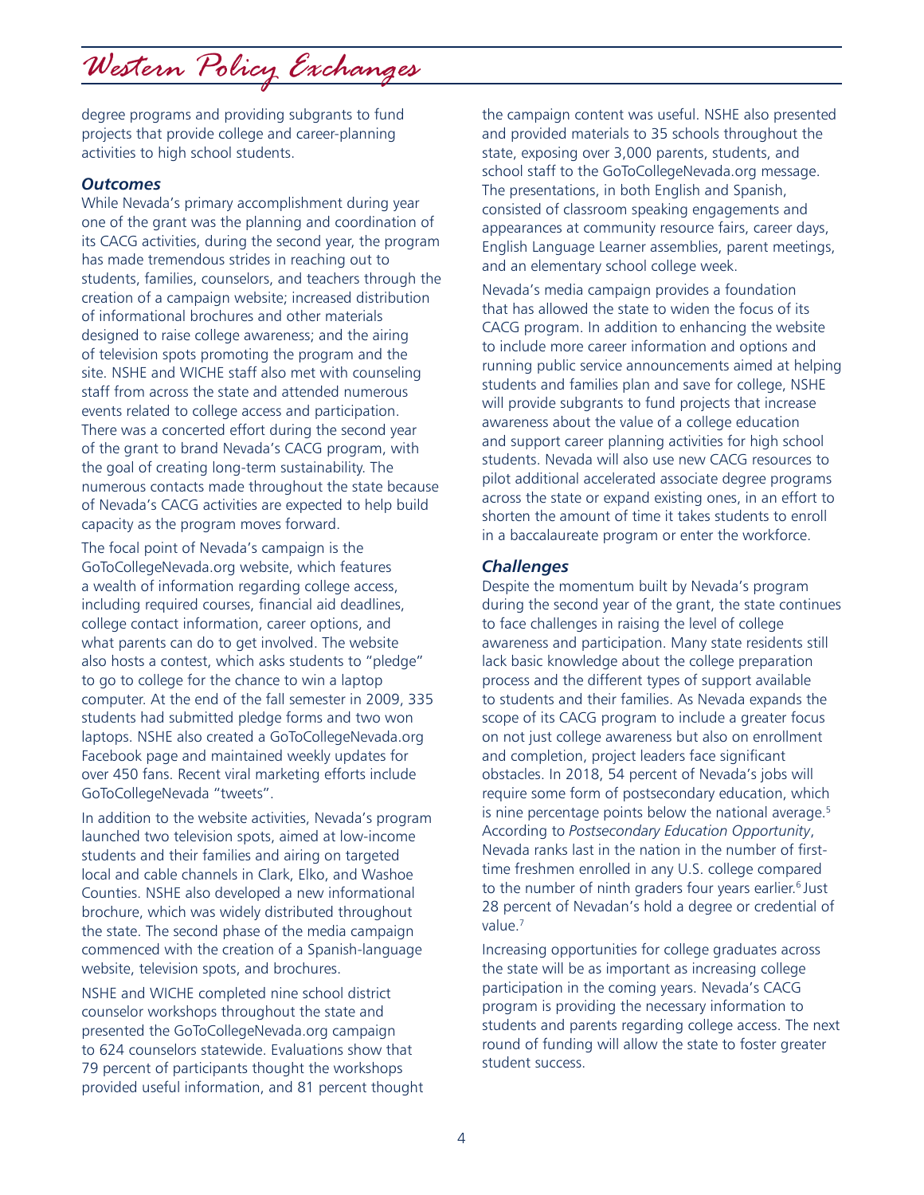degree programs and providing subgrants to fund projects that provide college and career-planning activities to high school students.

### *Outcomes*

While Nevada's primary accomplishment during year one of the grant was the planning and coordination of its CACG activities, during the second year, the program has made tremendous strides in reaching out to students, families, counselors, and teachers through the creation of a campaign website; increased distribution of informational brochures and other materials designed to raise college awareness; and the airing of television spots promoting the program and the site. NSHE and WICHE staff also met with counseling staff from across the state and attended numerous events related to college access and participation. There was a concerted effort during the second year of the grant to brand Nevada's CACG program, with the goal of creating long-term sustainability. The numerous contacts made throughout the state because of Nevada's CACG activities are expected to help build capacity as the program moves forward.

The focal point of Nevada's campaign is the GoToCollegeNevada.org website, which features a wealth of information regarding college access, including required courses, financial aid deadlines, college contact information, career options, and what parents can do to get involved. The website also hosts a contest, which asks students to "pledge" to go to college for the chance to win a laptop computer. At the end of the fall semester in 2009, 335 students had submitted pledge forms and two won laptops. NSHE also created a GoToCollegeNevada.org Facebook page and maintained weekly updates for over 450 fans. Recent viral marketing efforts include GoToCollegeNevada "tweets".

In addition to the website activities, Nevada's program launched two television spots, aimed at low-income students and their families and airing on targeted local and cable channels in Clark, Elko, and Washoe Counties. NSHE also developed a new informational brochure, which was widely distributed throughout the state. The second phase of the media campaign commenced with the creation of a Spanish-language website, television spots, and brochures.

NSHE and WICHE completed nine school district counselor workshops throughout the state and presented the GoToCollegeNevada.org campaign to 624 counselors statewide. Evaluations show that 79 percent of participants thought the workshops provided useful information, and 81 percent thought the campaign content was useful. NSHE also presented and provided materials to 35 schools throughout the state, exposing over 3,000 parents, students, and school staff to the GoToCollegeNevada.org message. The presentations, in both English and Spanish, consisted of classroom speaking engagements and appearances at community resource fairs, career days, English Language Learner assemblies, parent meetings, and an elementary school college week.

Nevada's media campaign provides a foundation that has allowed the state to widen the focus of its CACG program. In addition to enhancing the website to include more career information and options and running public service announcements aimed at helping students and families plan and save for college, NSHE will provide subgrants to fund projects that increase awareness about the value of a college education and support career planning activities for high school students. Nevada will also use new CACG resources to pilot additional accelerated associate degree programs across the state or expand existing ones, in an effort to shorten the amount of time it takes students to enroll in a baccalaureate program or enter the workforce.

### *Challenges*

Despite the momentum built by Nevada's program during the second year of the grant, the state continues to face challenges in raising the level of college awareness and participation. Many state residents still lack basic knowledge about the college preparation process and the different types of support available to students and their families. As Nevada expands the scope of its CACG program to include a greater focus on not just college awareness but also on enrollment and completion, project leaders face significant obstacles. In 2018, 54 percent of Nevada's jobs will require some form of postsecondary education, which is nine percentage points below the national average.[5] According to *Postsecondary Education Opportunity*, Nevada ranks last in the nation in the number of first-time freshmen enrolled in any U.S. college compared to the number of ninth graders four years earlier.[6] Just 28 percent of Nevadan's hold a degree or credential of value.[7]

Increasing opportunities for college graduates across the state will be as important as increasing college participation in the coming years. Nevada's CACG program is providing the necessary information to students and parents regarding college access. The next round of funding will allow the state to foster greater student success.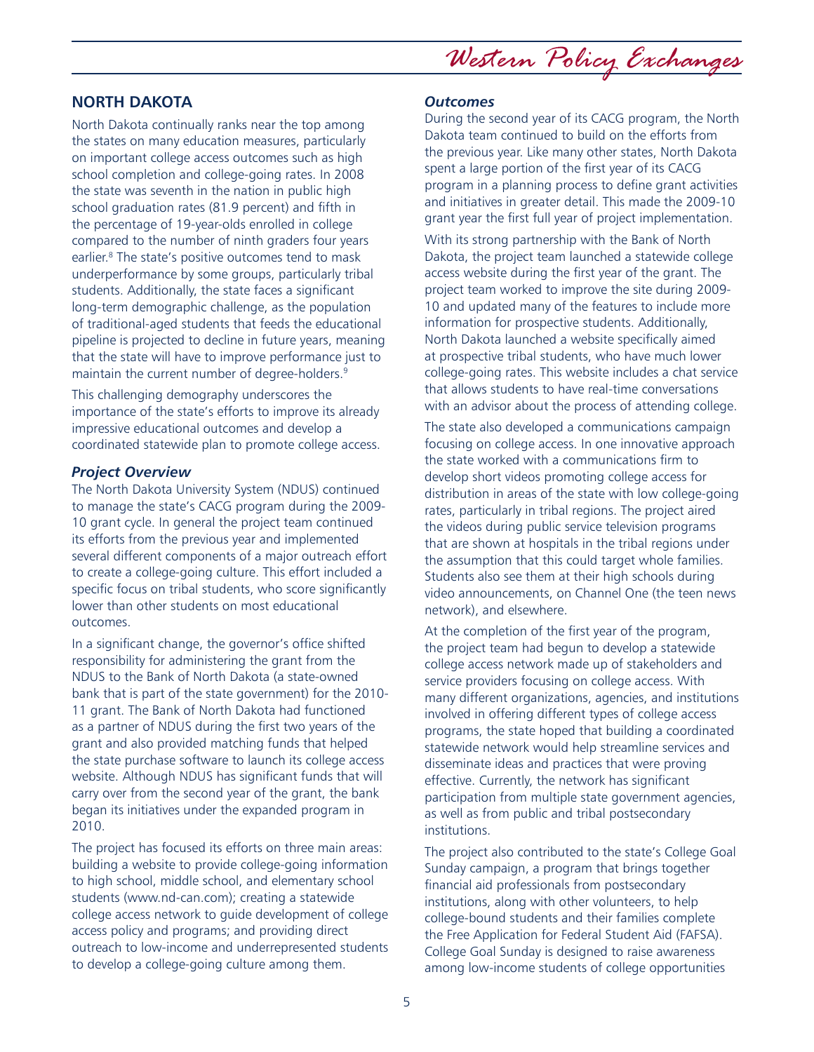## NORTH DAKOTA

North Dakota continually ranks near the top among the states on many education measures, particularly on important college access outcomes such as high school completion and college-going rates. In 2008 the state was seventh in the nation in public high school graduation rates (81.9 percent) and fifth in the percentage of 19-year-olds enrolled in college compared to the number of ninth graders four years earlier.[8] The state's positive outcomes tend to mask underperformance by some groups, particularly tribal students. Additionally, the state faces a significant long-term demographic challenge, as the population of traditional-aged students that feeds the educational pipeline is projected to decline in future years, meaning that the state will have to improve performance just to maintain the current number of degree-holders.[9]

This challenging demography underscores the importance of the state's efforts to improve its already impressive educational outcomes and develop a coordinated statewide plan to promote college access.

### *Project Overview*

The North Dakota University System (NDUS) continued to manage the state's CACG program during the 2009-10 grant cycle. In general the project team continued its efforts from the previous year and implemented several different components of a major outreach effort to create a college-going culture. This effort included a specific focus on tribal students, who score significantly lower than other students on most educational outcomes.

In a significant change, the governor's office shifted responsibility for administering the grant from the NDUS to the Bank of North Dakota (a state-owned bank that is part of the state government) for the 2010-11 grant. The Bank of North Dakota had functioned as a partner of NDUS during the first two years of the grant and also provided matching funds that helped the state purchase software to launch its college access website. Although NDUS has significant funds that will carry over from the second year of the grant, the bank began its initiatives under the expanded program in 2010.

The project has focused its efforts on three main areas: building a website to provide college-going information to high school, middle school, and elementary school students (www.nd-can.com); creating a statewide college access network to guide development of college access policy and programs; and providing direct outreach to low-income and underrepresented students to develop a college-going culture among them.

### *Outcomes*

During the second year of its CACG program, the North Dakota team continued to build on the efforts from the previous year. Like many other states, North Dakota spent a large portion of the first year of its CACG program in a planning process to define grant activities and initiatives in greater detail. This made the 2009-10 grant year the first full year of project implementation.

With its strong partnership with the Bank of North Dakota, the project team launched a statewide college access website during the first year of the grant. The project team worked to improve the site during 2009-10 and updated many of the features to include more information for prospective students. Additionally, North Dakota launched a website specifically aimed at prospective tribal students, who have much lower college-going rates. This website includes a chat service that allows students to have real-time conversations with an advisor about the process of attending college.

The state also developed a communications campaign focusing on college access. In one innovative approach the state worked with a communications firm to develop short videos promoting college access for distribution in areas of the state with low college-going rates, particularly in tribal regions. The project aired the videos during public service television programs that are shown at hospitals in the tribal regions under the assumption that this could target whole families. Students also see them at their high schools during video announcements, on Channel One (the teen news network), and elsewhere.

At the completion of the first year of the program, the project team had begun to develop a statewide college access network made up of stakeholders and service providers focusing on college access. With many different organizations, agencies, and institutions involved in offering different types of college access programs, the state hoped that building a coordinated statewide network would help streamline services and disseminate ideas and practices that were proving effective. Currently, the network has significant participation from multiple state government agencies, as well as from public and tribal postsecondary institutions.

The project also contributed to the state's College Goal Sunday campaign, a program that brings together financial aid professionals from postsecondary institutions, along with other volunteers, to help college-bound students and their families complete the Free Application for Federal Student Aid (FAFSA). College Goal Sunday is designed to raise awareness among low-income students of college opportunities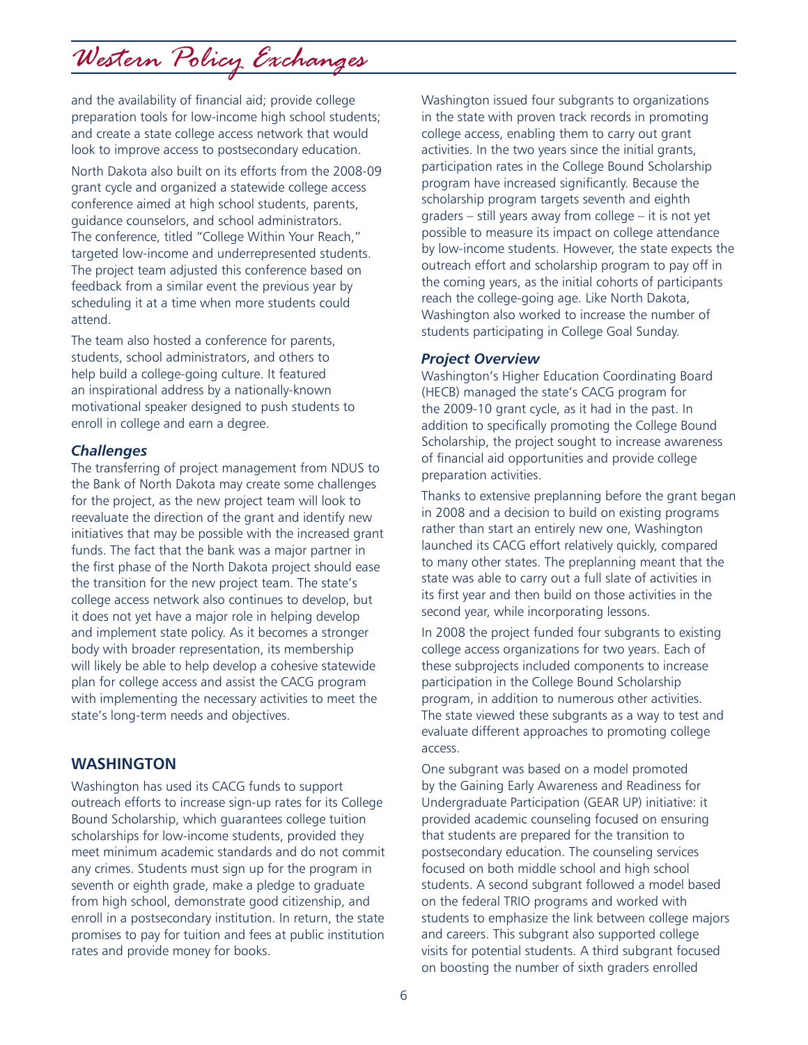and the availability of financial aid; provide college preparation tools for low-income high school students; and create a state college access network that would look to improve access to postsecondary education.

North Dakota also built on its efforts from the 2008-09 grant cycle and organized a statewide college access conference aimed at high school students, parents, guidance counselors, and school administrators. The conference, titled "College Within Your Reach," targeted low-income and underrepresented students. The project team adjusted this conference based on feedback from a similar event the previous year by scheduling it at a time when more students could attend.

The team also hosted a conference for parents, students, school administrators, and others to help build a college-going culture. It featured an inspirational address by a nationally-known motivational speaker designed to push students to enroll in college and earn a degree.

### *Challenges*

The transferring of project management from NDUS to the Bank of North Dakota may create some challenges for the project, as the new project team will look to reevaluate the direction of the grant and identify new initiatives that may be possible with the increased grant funds. The fact that the bank was a major partner in the first phase of the North Dakota project should ease the transition for the new project team. The state's college access network also continues to develop, but it does not yet have a major role in helping develop and implement state policy. As it becomes a stronger body with broader representation, its membership will likely be able to help develop a cohesive statewide plan for college access and assist the CACG program with implementing the necessary activities to meet the state's long-term needs and objectives.

## WASHINGTON

Washington has used its CACG funds to support outreach efforts to increase sign-up rates for its College Bound Scholarship, which guarantees college tuition scholarships for low-income students, provided they meet minimum academic standards and do not commit any crimes. Students must sign up for the program in seventh or eighth grade, make a pledge to graduate from high school, demonstrate good citizenship, and enroll in a postsecondary institution. In return, the state promises to pay for tuition and fees at public institution rates and provide money for books.

Washington issued four subgrants to organizations in the state with proven track records in promoting college access, enabling them to carry out grant activities. In the two years since the initial grants, participation rates in the College Bound Scholarship program have increased significantly. Because the scholarship program targets seventh and eighth graders – still years away from college – it is not yet possible to measure its impact on college attendance by low-income students. However, the state expects the outreach effort and scholarship program to pay off in the coming years, as the initial cohorts of participants reach the college-going age. Like North Dakota, Washington also worked to increase the number of students participating in College Goal Sunday.

### *Project Overview*

Washington's Higher Education Coordinating Board (HECB) managed the state's CACG program for the 2009-10 grant cycle, as it had in the past. In addition to specifically promoting the College Bound Scholarship, the project sought to increase awareness of financial aid opportunities and provide college preparation activities.

Thanks to extensive preplanning before the grant began in 2008 and a decision to build on existing programs rather than start an entirely new one, Washington launched its CACG effort relatively quickly, compared to many other states. The preplanning meant that the state was able to carry out a full slate of activities in its first year and then build on those activities in the second year, while incorporating lessons.

In 2008 the project funded four subgrants to existing college access organizations for two years. Each of these subprojects included components to increase participation in the College Bound Scholarship program, in addition to numerous other activities. The state viewed these subgrants as a way to test and evaluate different approaches to promoting college access.

One subgrant was based on a model promoted by the Gaining Early Awareness and Readiness for Undergraduate Participation (GEAR UP) initiative: it provided academic counseling focused on ensuring that students are prepared for the transition to postsecondary education. The counseling services focused on both middle school and high school students. A second subgrant followed a model based on the federal TRIO programs and worked with students to emphasize the link between college majors and careers. This subgrant also supported college visits for potential students. A third subgrant focused on boosting the number of sixth graders enrolled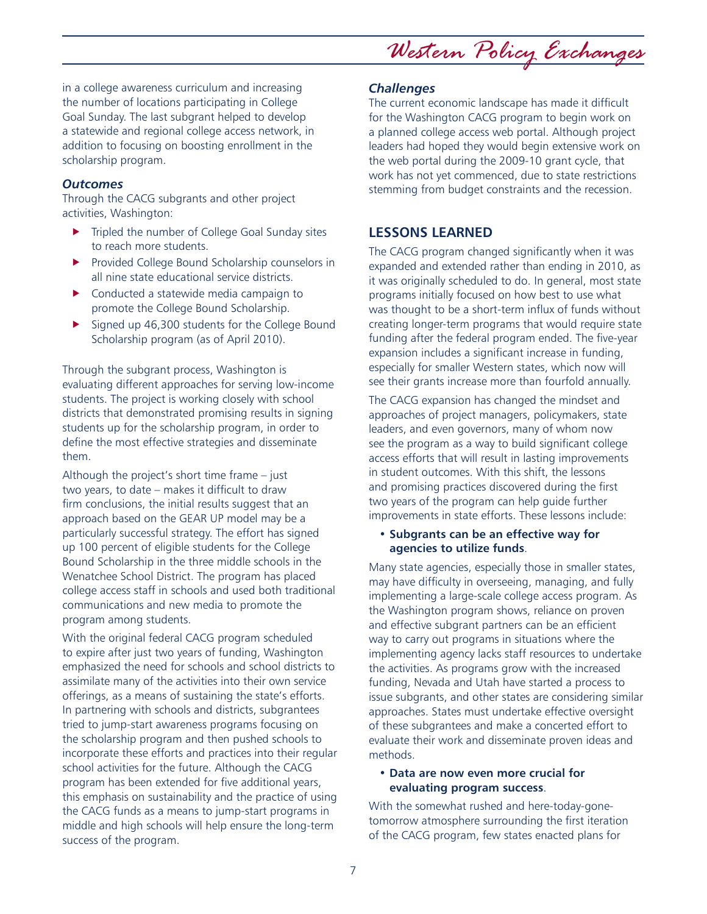in a college awareness curriculum and increasing the number of locations participating in College Goal Sunday. The last subgrant helped to develop a statewide and regional college access network, in addition to focusing on boosting enrollment in the scholarship program.

### *Outcomes*

Through the CACG subgrants and other project activities, Washington:

- Tripled the number of College Goal Sunday sites to reach more students.
- Provided College Bound Scholarship counselors in all nine state educational service districts.
- Conducted a statewide media campaign to promote the College Bound Scholarship.
- Signed up 46,300 students for the College Bound Scholarship program (as of April 2010).

Through the subgrant process, Washington is evaluating different approaches for serving low-income students. The project is working closely with school districts that demonstrated promising results in signing students up for the scholarship program, in order to define the most effective strategies and disseminate them.

Although the project's short time frame – just two years, to date – makes it difficult to draw firm conclusions, the initial results suggest that an approach based on the GEAR UP model may be a particularly successful strategy. The effort has signed up 100 percent of eligible students for the College Bound Scholarship in the three middle schools in the Wenatchee School District. The program has placed college access staff in schools and used both traditional communications and new media to promote the program among students.

With the original federal CACG program scheduled to expire after just two years of funding, Washington emphasized the need for schools and school districts to assimilate many of the activities into their own service offerings, as a means of sustaining the state's efforts. In partnering with schools and districts, subgrantees tried to jump-start awareness programs focusing on the scholarship program and then pushed schools to incorporate these efforts and practices into their regular school activities for the future. Although the CACG program has been extended for five additional years, this emphasis on sustainability and the practice of using the CACG funds as a means to jump-start programs in middle and high schools will help ensure the long-term success of the program.

### *Challenges*

The current economic landscape has made it difficult for the Washington CACG program to begin work on a planned college access web portal. Although project leaders had hoped they would begin extensive work on the web portal during the 2009-10 grant cycle, that work has not yet commenced, due to state restrictions stemming from budget constraints and the recession.

## LESSONS LEARNED

The CACG program changed significantly when it was expanded and extended rather than ending in 2010, as it was originally scheduled to do. In general, most state programs initially focused on how best to use what was thought to be a short-term influx of funds without creating longer-term programs that would require state funding after the federal program ended. The five-year expansion includes a significant increase in funding, especially for smaller Western states, which now will see their grants increase more than fourfold annually.

The CACG expansion has changed the mindset and approaches of project managers, policymakers, state leaders, and even governors, many of whom now see the program as a way to build significant college access efforts that will result in lasting improvements in student outcomes. With this shift, the lessons and promising practices discovered during the first two years of the program can help guide further improvements in state efforts. These lessons include:

- **Subgrants can be an effective way for agencies to utilize funds**.

Many state agencies, especially those in smaller states, may have difficulty in overseeing, managing, and fully implementing a large-scale college access program. As the Washington program shows, reliance on proven and effective subgrant partners can be an efficient way to carry out programs in situations where the implementing agency lacks staff resources to undertake the activities. As programs grow with the increased funding, Nevada and Utah have started a process to issue subgrants, and other states are considering similar approaches. States must undertake effective oversight of these subgrantees and make a concerted effort to evaluate their work and disseminate proven ideas and methods.

- **Data are now even more crucial for evaluating program success**.

With the somewhat rushed and here-today-gone-tomorrow atmosphere surrounding the first iteration of the CACG program, few states enacted plans for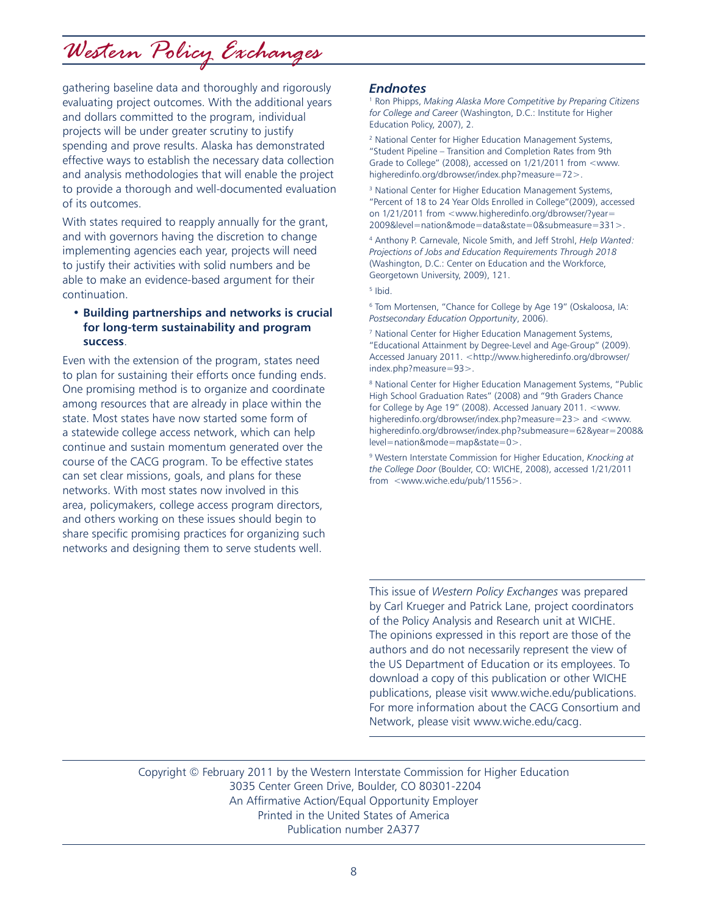gathering baseline data and thoroughly and rigorously evaluating project outcomes. With the additional years and dollars committed to the program, individual projects will be under greater scrutiny to justify spending and prove results. Alaska has demonstrated effective ways to establish the necessary data collection and analysis methodologies that will enable the project to provide a thorough and well-documented evaluation of its outcomes.

With states required to reapply annually for the grant, and with governors having the discretion to change implementing agencies each year, projects will need to justify their activities with solid numbers and be able to make an evidence-based argument for their continuation.

- **Building partnerships and networks is crucial for long-term sustainability and program success**.

Even with the extension of the program, states need to plan for sustaining their efforts once funding ends. One promising method is to organize and coordinate among resources that are already in place within the state. Most states have now started some form of a statewide college access network, which can help continue and sustain momentum generated over the course of the CACG program. To be effective states can set clear missions, goals, and plans for these networks. With most states now involved in this area, policymakers, college access program directors, and others working on these issues should begin to share specific promising practices for organizing such networks and designing them to serve students well.

## *Endnotes*

[1] Ron Phipps, *Making Alaska More Competitive by Preparing Citizens for College and Career* (Washington, D.C.: Institute for Higher Education Policy, 2007), 2.

[2] National Center for Higher Education Management Systems, "Student Pipeline – Transition and Completion Rates from 9th Grade to College" (2008), accessed on 1/21/2011 from <www.higheredinfo.org/dbrowser/index.php?measure=72>.

[3] National Center for Higher Education Management Systems, "Percent of 18 to 24 Year Olds Enrolled in College"(2009), accessed on 1/21/2011 from <www.higheredinfo.org/dbrowser/?year=2009&level=nation&mode=data&state=0&submeasure=331>.

[4] Anthony P. Carnevale, Nicole Smith, and Jeff Strohl, *Help Wanted: Projections of Jobs and Education Requirements Through 2018* (Washington, D.C.: Center on Education and the Workforce, Georgetown University, 2009), 121.

[5] Ibid.

[6] Tom Mortensen, "Chance for College by Age 19" (Oskaloosa, IA: *Postsecondary Education Opportunity*, 2006).

[7] National Center for Higher Education Management Systems, "Educational Attainment by Degree-Level and Age-Group" (2009). Accessed January 2011. <http://www.higheredinfo.org/dbrowser/index.php?measure=93>.

[8] National Center for Higher Education Management Systems, "Public High School Graduation Rates" (2008) and "9th Graders Chance for College by Age 19" (2008). Accessed January 2011. <www.higheredinfo.org/dbrowser/index.php?measure=23> and <www.higheredinfo.org/dbrowser/index.php?submeasure=62&year=2008&level=nation&mode=map&state=0>.

[9] Western Interstate Commission for Higher Education, *Knocking at the College Door* (Boulder, CO: WICHE, 2008), accessed 1/21/2011 from <www.wiche.edu/pub/11556>.

This issue of *Western Policy Exchanges* was prepared by Carl Krueger and Patrick Lane, project coordinators of the Policy Analysis and Research unit at WICHE. The opinions expressed in this report are those of the authors and do not necessarily represent the view of the US Department of Education or its employees. To download a copy of this publication or other WICHE publications, please visit www.wiche.edu/publications. For more information about the CACG Consortium and Network, please visit www.wiche.edu/cacg.

Copyright © February 2011 by the Western Interstate Commission for Higher Education
3035 Center Green Drive, Boulder, CO 80301-2204
An Affirmative Action/Equal Opportunity Employer
Printed in the United States of America
Publication number 2A377